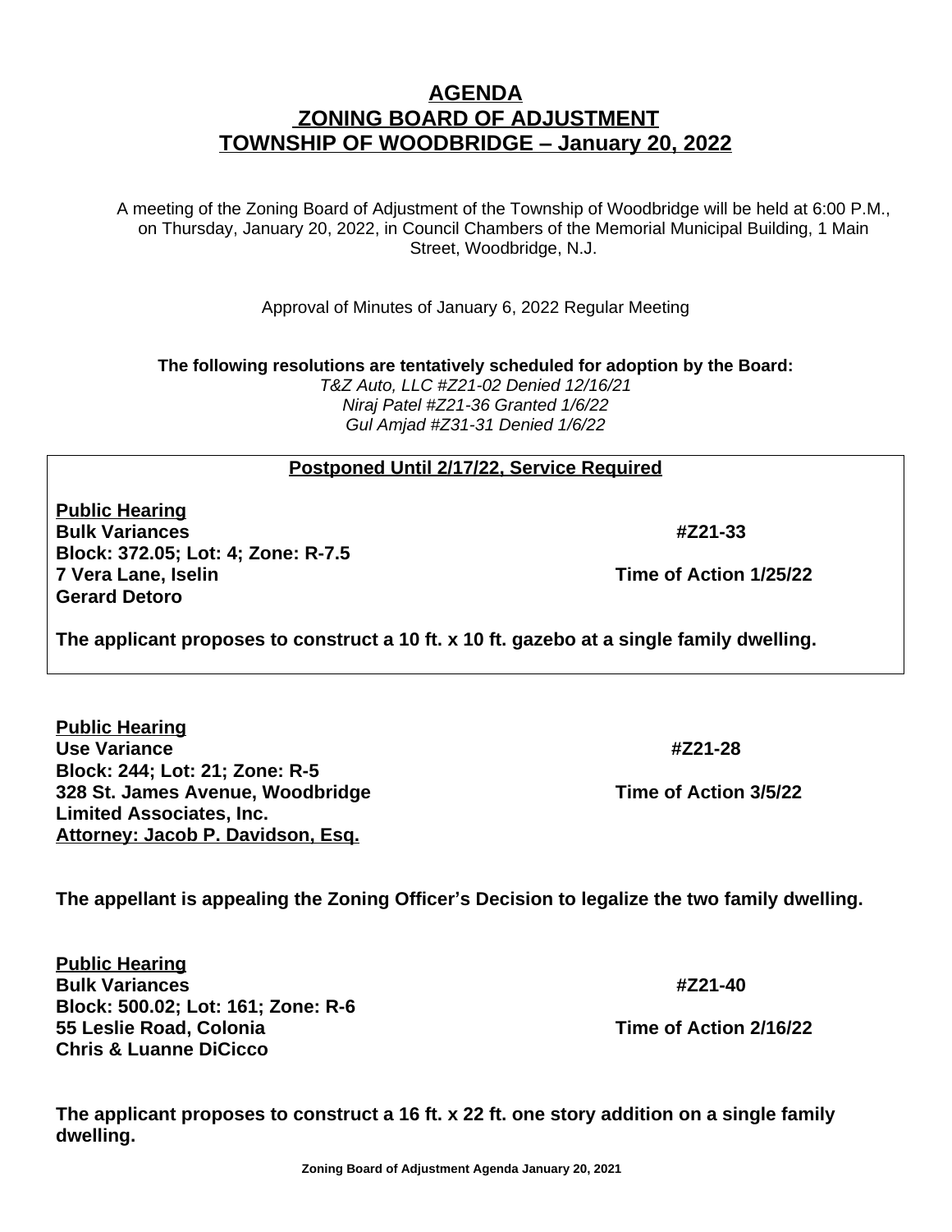# AGENDA
# ZONING BOARD OF ADJUSTMENT
# TOWNSHIP OF WOODBRIDGE – January 20, 2022

A meeting of the Zoning Board of Adjustment of the Township of Woodbridge will be held at 6:00 P.M., on Thursday, January 20, 2022, in Council Chambers of the Memorial Municipal Building, 1 Main Street, Woodbridge, N.J.

Approval of Minutes of January 6, 2022 Regular Meeting

**The following resolutions are tentatively scheduled for adoption by the Board:**

*T&Z Auto, LLC #Z21-02 Denied 12/16/21*
*Niraj Patel #Z21-36 Granted 1/6/22*
*Gul Amjad #Z31-31 Denied 1/6/22*

---

**Postponed Until 2/17/22, Service Required**

**Public Hearing**
**Bulk Variances** **#Z21-33**
**Block: 372.05; Lot: 4; Zone: R-7.5**
**7 Vera Lane, Iselin** **Time of Action 1/25/22**
**Gerard Detoro**

**The applicant proposes to construct a 10 ft. x 10 ft. gazebo at a single family dwelling.**

---

**Public Hearing**
**Use Variance** **#Z21-28**
**Block: 244; Lot: 21; Zone: R-5**
**328 St. James Avenue, Woodbridge** **Time of Action 3/5/22**
**Limited Associates, Inc.**
**Attorney: Jacob P. Davidson, Esq.**

**The appellant is appealing the Zoning Officer's Decision to legalize the two family dwelling.**

**Public Hearing**
**Bulk Variances** **#Z21-40**
**Block: 500.02; Lot: 161; Zone: R-6**
**55 Leslie Road, Colonia** **Time of Action 2/16/22**
**Chris & Luanne DiCicco**

**The applicant proposes to construct a 16 ft. x 22 ft. one story addition on a single family dwelling.**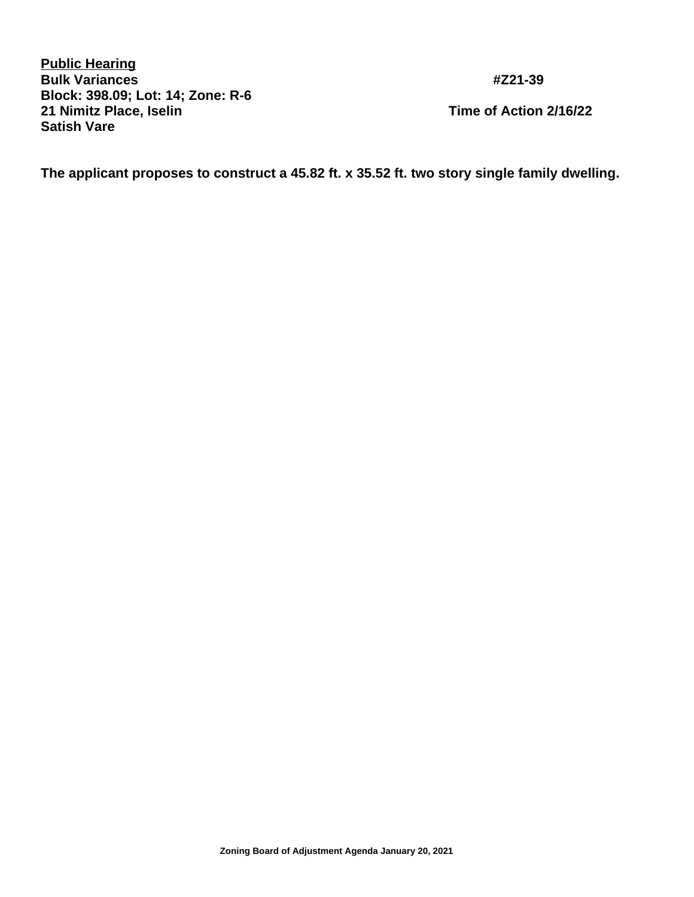**<u>Public Hearing</u>**
**Bulk Variances** **#Z21-39**
**Block: 398.09; Lot: 14; Zone: R-6**
**21 Nimitz Place, Iselin** **Time of Action 2/16/22**
**Satish Vare**

**The applicant proposes to construct a 45.82 ft. x 35.52 ft. two story single family dwelling.**